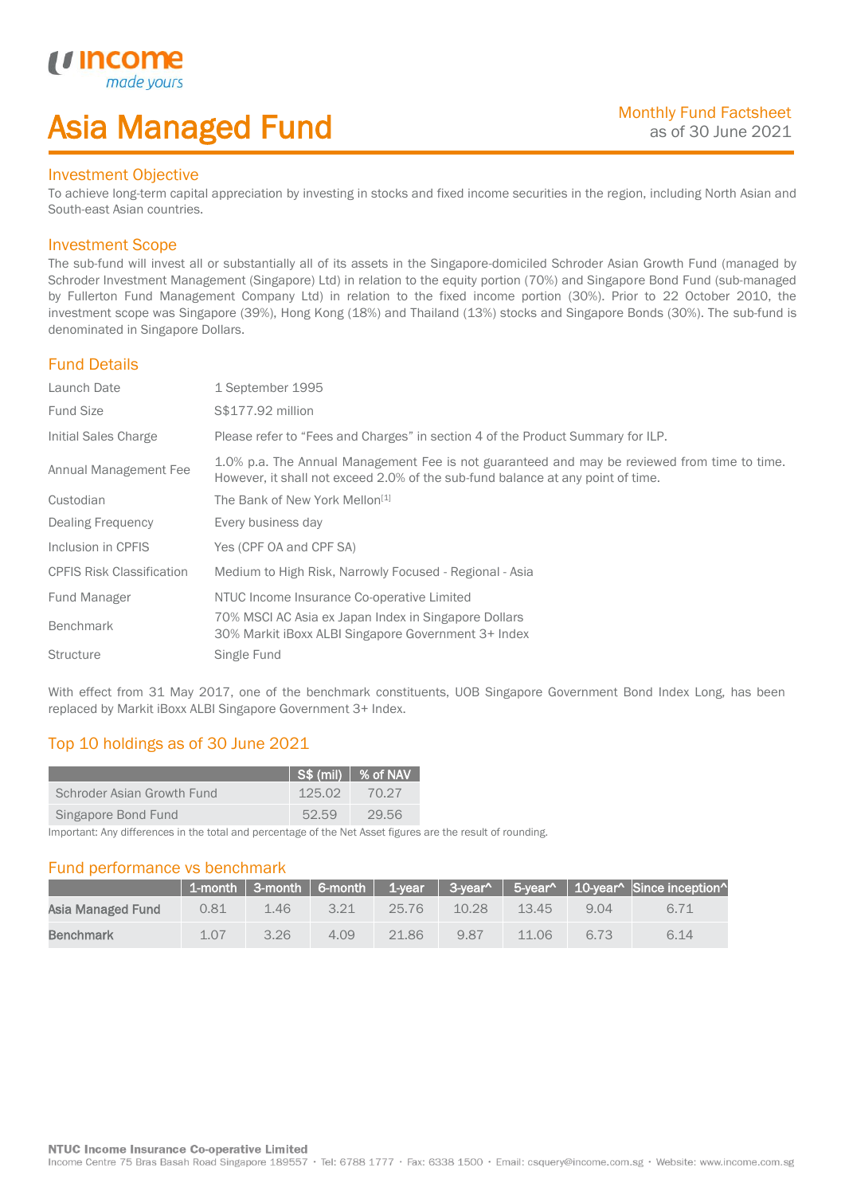# Asia Managed Fund

Monthly Fund Factsheet
as of 30 June 2021

## Investment Objective

To achieve long-term capital appreciation by investing in stocks and fixed income securities in the region, including North Asian and South-east Asian countries.

## Investment Scope

The sub-fund will invest all or substantially all of its assets in the Singapore-domiciled Schroder Asian Growth Fund (managed by Schroder Investment Management (Singapore) Ltd) in relation to the equity portion (70%) and Singapore Bond Fund (sub-managed by Fullerton Fund Management Company Ltd) in relation to the fixed income portion (30%). Prior to 22 October 2010, the investment scope was Singapore (39%), Hong Kong (18%) and Thailand (13%) stocks and Singapore Bonds (30%). The sub-fund is denominated in Singapore Dollars.

## Fund Details

| | |
|---|---|
| Launch Date | 1 September 1995 |
| Fund Size | S$177.92 million |
| Initial Sales Charge | Please refer to "Fees and Charges" in section 4 of the Product Summary for ILP. |
| Annual Management Fee | 1.0% p.a. The Annual Management Fee is not guaranteed and may be reviewed from time to time. However, it shall not exceed 2.0% of the sub-fund balance at any point of time. |
| Custodian | The Bank of New York Mellon[1] |
| Dealing Frequency | Every business day |
| Inclusion in CPFIS | Yes (CPF OA and CPF SA) |
| CPFIS Risk Classification | Medium to High Risk, Narrowly Focused - Regional - Asia |
| Fund Manager | NTUC Income Insurance Co-operative Limited |
| Benchmark | 70% MSCI AC Asia ex Japan Index in Singapore Dollars<br>30% Markit iBoxx ALBI Singapore Government 3+ Index |
| Structure | Single Fund |

With effect from 31 May 2017, one of the benchmark constituents, UOB Singapore Government Bond Index Long, has been replaced by Markit iBoxx ALBI Singapore Government 3+ Index.

## Top 10 holdings as of 30 June 2021

| | S$ (mil) | % of NAV |
|---|---|---|
| Schroder Asian Growth Fund | 125.02 | 70.27 |
| Singapore Bond Fund | 52.59 | 29.56 |

Important: Any differences in the total and percentage of the Net Asset figures are the result of rounding.

## Fund performance vs benchmark

| | 1-month | 3-month | 6-month | 1-year | 3-year^ | 5-year^ | 10-year^ | Since inception^ |
|---|---|---|---|---|---|---|---|---|
| **Asia Managed Fund** | 0.81 | 1.46 | 3.21 | 25.76 | 10.28 | 13.45 | 9.04 | 6.71 |
| **Benchmark** | 1.07 | 3.26 | 4.09 | 21.86 | 9.87 | 11.06 | 6.73 | 6.14 |

**NTUC Income Insurance Co-operative Limited**
Income Centre 75 Bras Basah Road Singapore 189557 • Tel: 6788 1777 • Fax: 6338 1500 • Email: csquery@income.com.sg • Website: www.income.com.sg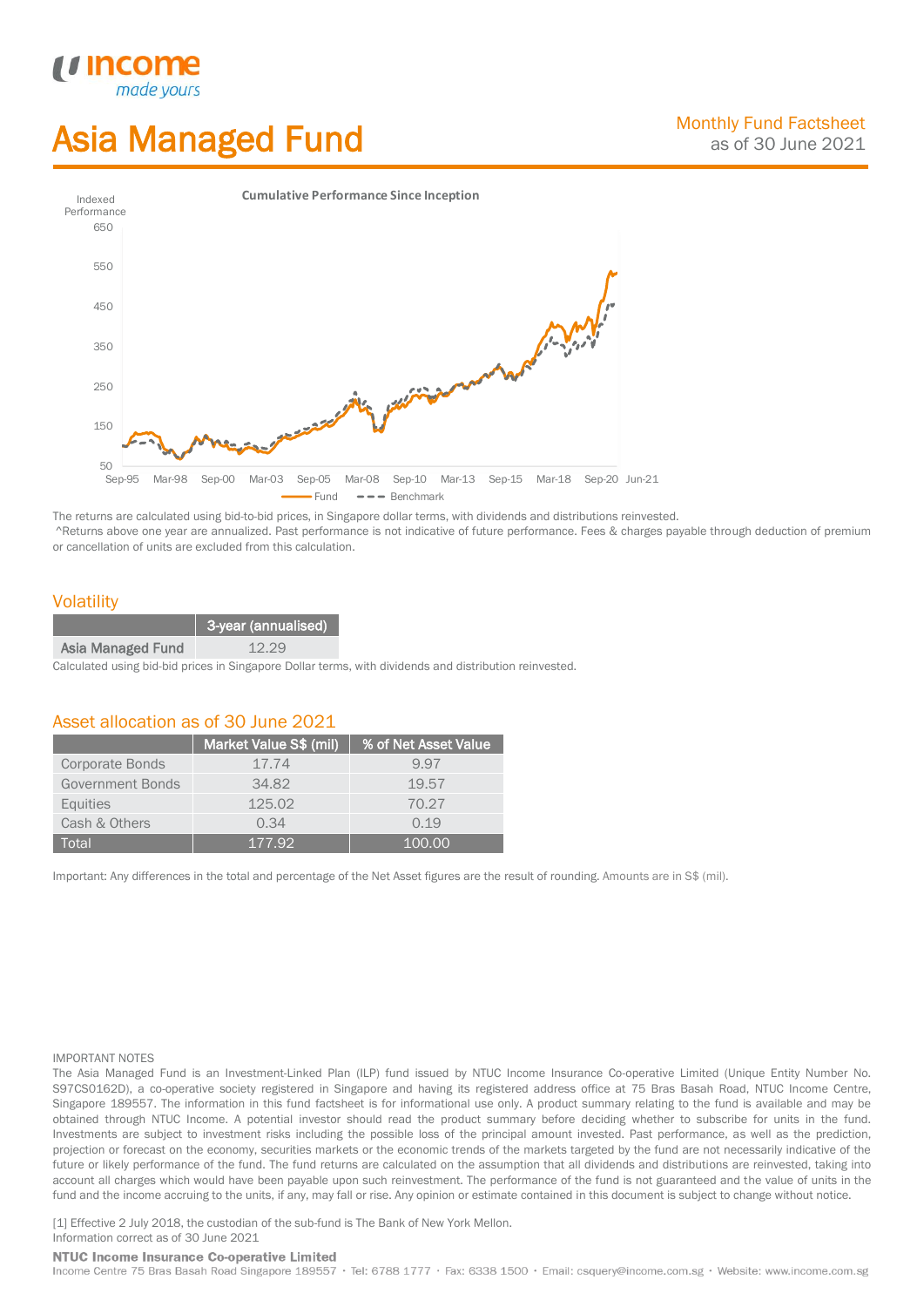# Asia Managed Fund

Monthly Fund Factsheet
as of 30 June 2021

Cumulative Performance Since Inception

Indexed Performance

650
550
450
350
250
150
50

Sep-95 Mar-98 Sep-00 Mar-03 Sep-05 Mar-08 Sep-10 Mar-13 Sep-15 Mar-18 Sep-20 Jun-21

Fund
Benchmark

The returns are calculated using bid-to-bid prices, in Singapore dollar terms, with dividends and distributions reinvested.
^Returns above one year are annualized. Past performance is not indicative of future performance. Fees & charges payable through deduction of premium or cancellation of units are excluded from this calculation.

## Volatility

| | 3-year (annualised) |
|---|---|
| Asia Managed Fund | 12.29 |

Calculated using bid-bid prices in Singapore Dollar terms, with dividends and distribution reinvested.

## Asset allocation as of 30 June 2021

| | Market Value S$ (mil) | % of Net Asset Value |
|---|---|---|
| Corporate Bonds | 17.74 | 9.97 |
| Government Bonds | 34.82 | 19.57 |
| Equities | 125.02 | 70.27 |
| Cash & Others | 0.34 | 0.19 |
| Total | 177.92 | 100.00 |

Important: Any differences in the total and percentage of the Net Asset figures are the result of rounding. Amounts are in S$ (mil).

IMPORTANT NOTES
The Asia Managed Fund is an Investment-Linked Plan (ILP) fund issued by NTUC Income Insurance Co-operative Limited (Unique Entity Number No. S97CS0162D), a co-operative society registered in Singapore and having its registered address office at 75 Bras Basah Road, NTUC Income Centre, Singapore 189557. The information in this fund factsheet is for informational use only. A product summary relating to the fund is available and may be obtained through NTUC Income. A potential investor should read the product summary before deciding whether to subscribe for units in the fund. Investments are subject to investment risks including the possible loss of the principal amount invested. Past performance, as well as the prediction, projection or forecast on the economy, securities markets or the economic trends of the markets targeted by the fund are not necessarily indicative of the future or likely performance of the fund. The fund returns are calculated on the assumption that all dividends and distributions are reinvested, taking into account all charges which would have been payable upon such reinvestment. The performance of the fund is not guaranteed and the value of units in the fund and the income accruing to the units, if any, may fall or rise. Any opinion or estimate contained in this document is subject to change without notice.

[1] Effective 2 July 2018, the custodian of the sub-fund is The Bank of New York Mellon.
Information correct as of 30 June 2021

**NTUC Income Insurance Co-operative Limited**
Income Centre 75 Bras Basah Road Singapore 189557 · Tel: 6788 1777 · Fax: 6338 1500 · Email: csquery@income.com.sg · Website: www.income.com.sg